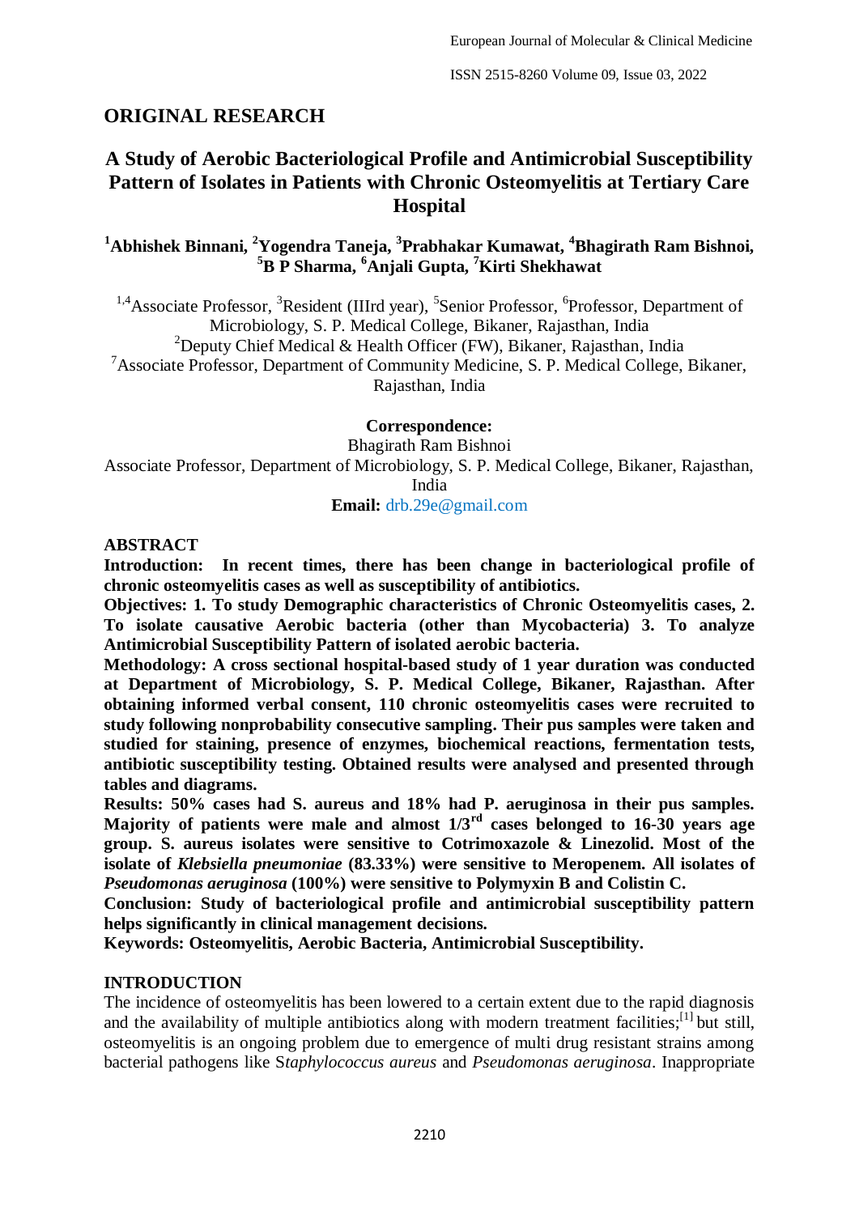## ORIGINAL RESEARCH

# A Study of Aerobic Bacteriological Profile and Antimicrobial Susceptibility Pattern of Isolates in Patients with Chronic Osteomyelitis at Tertiary Care Hospital

**[1]Abhishek Binnani, [2]Yogendra Taneja, [3]Prabhakar Kumawat, [4]Bhagirath Ram Bishnoi, [5]B P Sharma, [6]Anjali Gupta, [7]Kirti Shekhawat**

[1,4]Associate Professor, [3]Resident (IIIrd year), [5]Senior Professor, [6]Professor, Department of Microbiology, S. P. Medical College, Bikaner, Rajasthan, India
[2]Deputy Chief Medical & Health Officer (FW), Bikaner, Rajasthan, India
[7]Associate Professor, Department of Community Medicine, S. P. Medical College, Bikaner, Rajasthan, India

**Correspondence:**
Bhagirath Ram Bishnoi
Associate Professor, Department of Microbiology, S. P. Medical College, Bikaner, Rajasthan, India
**Email:** drb.29e@gmail.com

## ABSTRACT

**Introduction: In recent times, there has been change in bacteriological profile of chronic osteomyelitis cases as well as susceptibility of antibiotics.**

**Objectives: 1. To study Demographic characteristics of Chronic Osteomyelitis cases, 2. To isolate causative Aerobic bacteria (other than Mycobacteria) 3. To analyze Antimicrobial Susceptibility Pattern of isolated aerobic bacteria.**

**Methodology: A cross sectional hospital-based study of 1 year duration was conducted at Department of Microbiology, S. P. Medical College, Bikaner, Rajasthan. After obtaining informed verbal consent, 110 chronic osteomyelitis cases were recruited to study following nonprobability consecutive sampling. Their pus samples were taken and studied for staining, presence of enzymes, biochemical reactions, fermentation tests, antibiotic susceptibility testing. Obtained results were analysed and presented through tables and diagrams.**

**Results: 50% cases had S. aureus and 18% had P. aeruginosa in their pus samples. Majority of patients were male and almost 1/3rd cases belonged to 16-30 years age group. S. aureus isolates were sensitive to Cotrimoxazole & Linezolid. Most of the isolate of *Klebsiella pneumoniae* (83.33%) were sensitive to Meropenem. All isolates of *Pseudomonas aeruginosa* (100%) were sensitive to Polymyxin B and Colistin C.**

**Conclusion: Study of bacteriological profile and antimicrobial susceptibility pattern helps significantly in clinical management decisions.**

**Keywords: Osteomyelitis, Aerobic Bacteria, Antimicrobial Susceptibility.**

## INTRODUCTION

The incidence of osteomyelitis has been lowered to a certain extent due to the rapid diagnosis and the availability of multiple antibiotics along with modern treatment facilities;[1] but still, osteomyelitis is an ongoing problem due to emergence of multi drug resistant strains among bacterial pathogens like *Staphylococcus aureus* and *Pseudomonas aeruginosa*. Inappropriate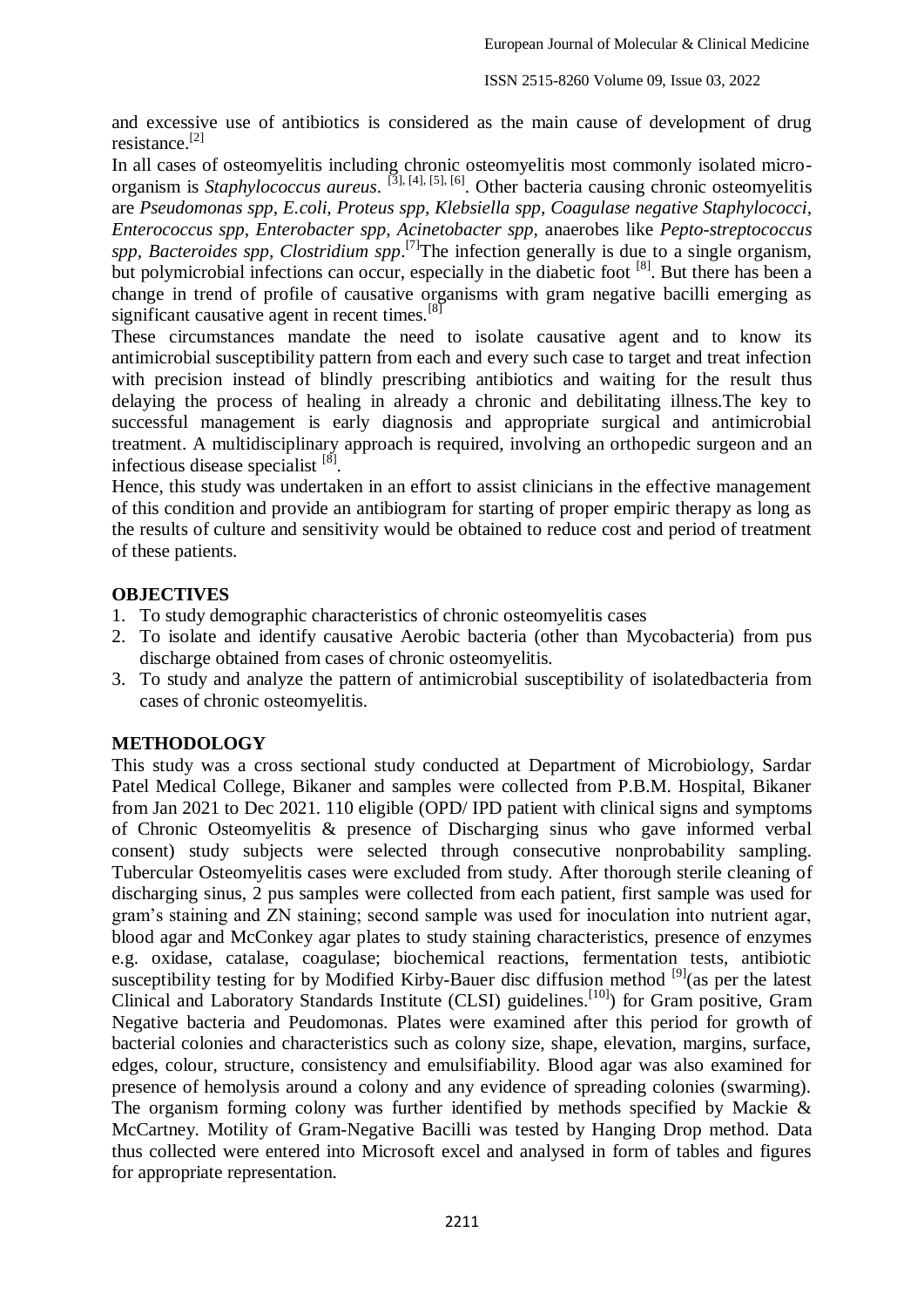and excessive use of antibiotics is considered as the main cause of development of drug resistance.[2]

In all cases of osteomyelitis including chronic osteomyelitis most commonly isolated micro-organism is *Staphylococcus aureus*. [3], [4], [5], [6]. Other bacteria causing chronic osteomyelitis are *Pseudomonas spp, E.coli, Proteus spp, Klebsiella spp, Coagulase negative Staphylococci, Enterococcus spp, Enterobacter spp, Acinetobacter spp,* anaerobes like *Pepto-streptococcus spp, Bacteroides spp, Clostridium spp*.[7]The infection generally is due to a single organism, but polymicrobial infections can occur, especially in the diabetic foot [8]. But there has been a change in trend of profile of causative organisms with gram negative bacilli emerging as significant causative agent in recent times.[8]

These circumstances mandate the need to isolate causative agent and to know its antimicrobial susceptibility pattern from each and every such case to target and treat infection with precision instead of blindly prescribing antibiotics and waiting for the result thus delaying the process of healing in already a chronic and debilitating illness.The key to successful management is early diagnosis and appropriate surgical and antimicrobial treatment. A multidisciplinary approach is required, involving an orthopedic surgeon and an infectious disease specialist [8].

Hence, this study was undertaken in an effort to assist clinicians in the effective management of this condition and provide an antibiogram for starting of proper empiric therapy as long as the results of culture and sensitivity would be obtained to reduce cost and period of treatment of these patients.

## OBJECTIVES

1. To study demographic characteristics of chronic osteomyelitis cases
2. To isolate and identify causative Aerobic bacteria (other than Mycobacteria) from pus discharge obtained from cases of chronic osteomyelitis.
3. To study and analyze the pattern of antimicrobial susceptibility of isolatedbacteria from cases of chronic osteomyelitis.

## METHODOLOGY

This study was a cross sectional study conducted at Department of Microbiology, Sardar Patel Medical College, Bikaner and samples were collected from P.B.M. Hospital, Bikaner from Jan 2021 to Dec 2021. 110 eligible (OPD/ IPD patient with clinical signs and symptoms of Chronic Osteomyelitis & presence of Discharging sinus who gave informed verbal consent) study subjects were selected through consecutive nonprobability sampling. Tubercular Osteomyelitis cases were excluded from study. After thorough sterile cleaning of discharging sinus, 2 pus samples were collected from each patient, first sample was used for gram's staining and ZN staining; second sample was used for inoculation into nutrient agar, blood agar and McConkey agar plates to study staining characteristics, presence of enzymes e.g. oxidase, catalase, coagulase; biochemical reactions, fermentation tests, antibiotic susceptibility testing for by Modified Kirby-Bauer disc diffusion method [9](as per the latest Clinical and Laboratory Standards Institute (CLSI) guidelines.[10]) for Gram positive, Gram Negative bacteria and Peudomonas. Plates were examined after this period for growth of bacterial colonies and characteristics such as colony size, shape, elevation, margins, surface, edges, colour, structure, consistency and emulsifiability. Blood agar was also examined for presence of hemolysis around a colony and any evidence of spreading colonies (swarming). The organism forming colony was further identified by methods specified by Mackie & McCartney. Motility of Gram-Negative Bacilli was tested by Hanging Drop method. Data thus collected were entered into Microsoft excel and analysed in form of tables and figures for appropriate representation.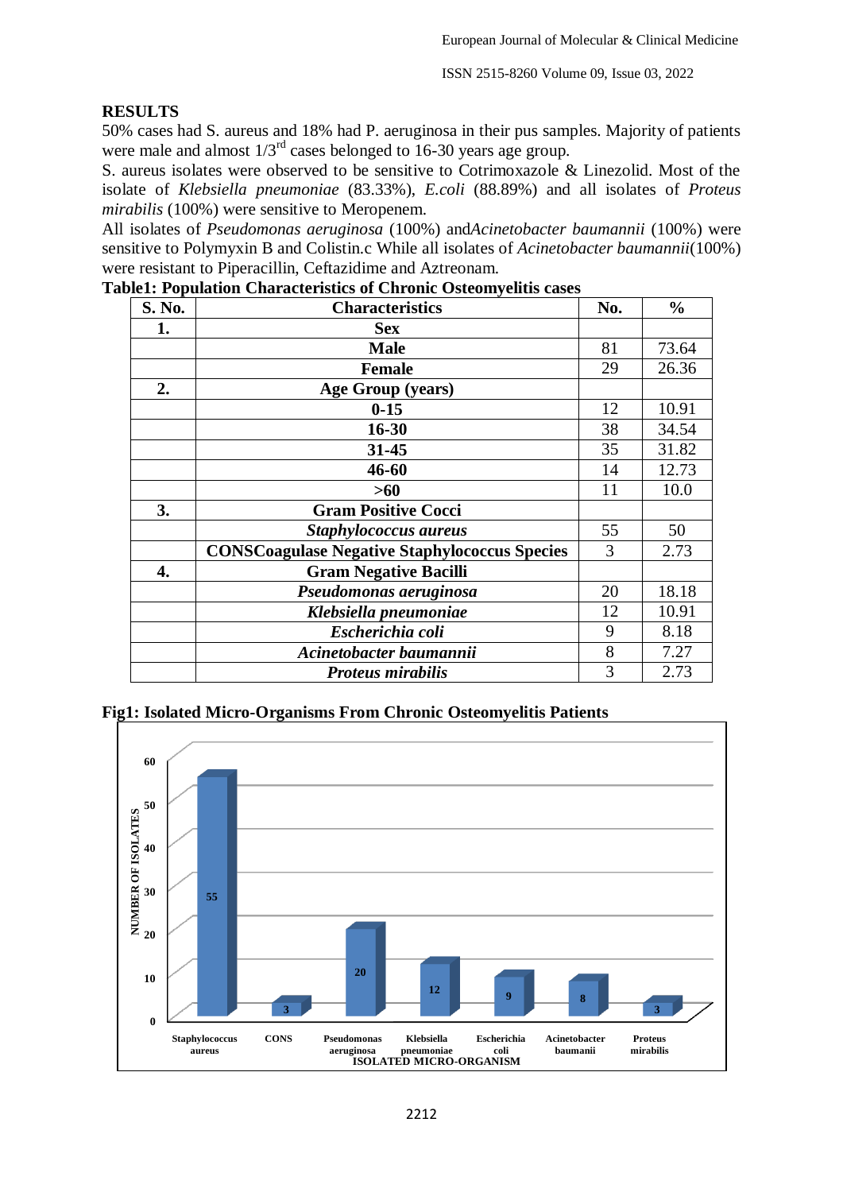## RESULTS

50% cases had S. aureus and 18% had P. aeruginosa in their pus samples. Majority of patients were male and almost 1/3rd cases belonged to 16-30 years age group.

S. aureus isolates were observed to be sensitive to Cotrimoxazole & Linezolid. Most of the isolate of *Klebsiella pneumoniae* (83.33%), *E.coli* (88.89%) and all isolates of *Proteus mirabilis* (100%) were sensitive to Meropenem.

All isolates of *Pseudomonas aeruginosa* (100%) and*Acinetobacter baumannii* (100%) were sensitive to Polymyxin B and Colistin.c While all isolates of *Acinetobacter baumannii*(100%) were resistant to Piperacillin, Ceftazidime and Aztreonam.

**Table1: Population Characteristics of Chronic Osteomyelitis cases**

| S. No. | Characteristics | No. | % |
|---|---|---|---|
| 1. | **Sex** | | |
| | **Male** | 81 | 73.64 |
| | **Female** | 29 | 26.36 |
| 2. | **Age Group (years)** | | |
| | **0-15** | 12 | 10.91 |
| | **16-30** | 38 | 34.54 |
| | **31-45** | 35 | 31.82 |
| | **46-60** | 14 | 12.73 |
| | **>60** | 11 | 10.0 |
| 3. | **Gram Positive Cocci** | | |
| | ***Staphylococcus aureus*** | 55 | 50 |
| | **CONSCoagulase Negative Staphylococcus Species** | 3 | 2.73 |
| 4. | **Gram Negative Bacilli** | | |
| | ***Pseudomonas aeruginosa*** | 20 | 18.18 |
| | ***Klebsiella pneumoniae*** | 12 | 10.91 |
| | ***Escherichia coli*** | 9 | 8.18 |
| | ***Acinetobacter baumannii*** | 8 | 7.27 |
| | ***Proteus mirabilis*** | 3 | 2.73 |

**Fig1: Isolated Micro-Organisms From Chronic Osteomyelitis Patients**

| ISOLATED MICRO-ORGANISM | NUMBER OF ISOLATES |
|---|---|
| Staphylococcus aureus | 55 |
| CONS | 3 |
| Pseudomonas aeruginosa | 20 |
| Klebsiella pneumoniae | 12 |
| Escherichia coli | 9 |
| Acinetobacter baumanii | 8 |
| Proteus mirabilis | 3 |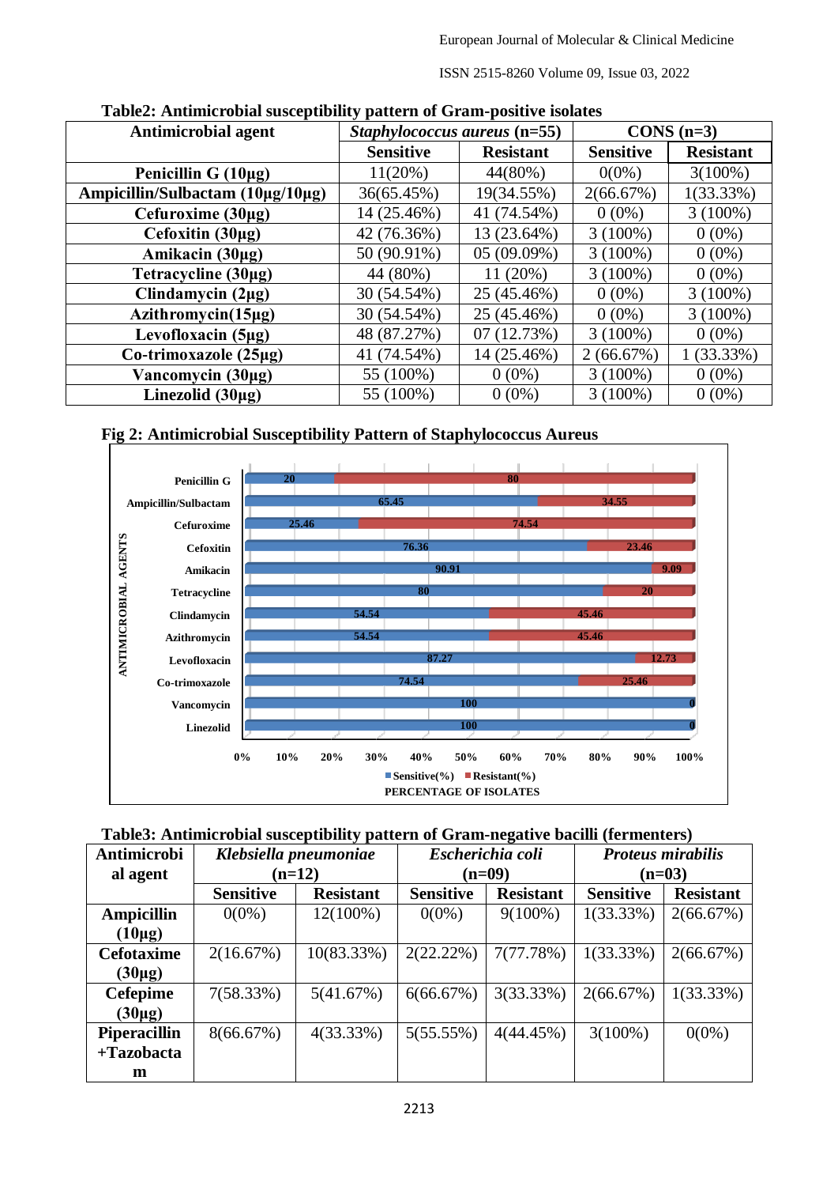**Table2: Antimicrobial susceptibility pattern of Gram-positive isolates**

| Antimicrobial agent | *Staphylococcus aureus* (n=55) | | CONS (n=3) | |
|---|---|---|---|---|
| | Sensitive | Resistant | Sensitive | Resistant |
| **Penicillin G (10µg)** | 11(20%) | 44(80%) | 0(0%) | 3(100%) |
| **Ampicillin/Sulbactam (10µg/10µg)** | 36(65.45%) | 19(34.55%) | 2(66.67%) | 1(33.33%) |
| **Cefuroxime (30µg)** | 14 (25.46%) | 41 (74.54%) | 0 (0%) | 3 (100%) |
| **Cefoxitin (30µg)** | 42 (76.36%) | 13 (23.64%) | 3 (100%) | 0 (0%) |
| **Amikacin (30µg)** | 50 (90.91%) | 05 (09.09%) | 3 (100%) | 0 (0%) |
| **Tetracycline (30µg)** | 44 (80%) | 11 (20%) | 3 (100%) | 0 (0%) |
| **Clindamycin (2µg)** | 30 (54.54%) | 25 (45.46%) | 0 (0%) | 3 (100%) |
| **Azithromycin(15µg)** | 30 (54.54%) | 25 (45.46%) | 0 (0%) | 3 (100%) |
| **Levofloxacin (5µg)** | 48 (87.27%) | 07 (12.73%) | 3 (100%) | 0 (0%) |
| **Co-trimoxazole (25µg)** | 41 (74.54%) | 14 (25.46%) | 2 (66.67%) | 1 (33.33%) |
| **Vancomycin (30µg)** | 55 (100%) | 0 (0%) | 3 (100%) | 0 (0%) |
| **Linezolid (30µg)** | 55 (100%) | 0 (0%) | 3 (100%) | 0 (0%) |

**Fig 2: Antimicrobial Susceptibility Pattern of Staphylococcus Aureus**

**Table3: Antimicrobial susceptibility pattern of Gram-negative bacilli (fermenters)**

| Antimicrobial agent | *Klebsiella pneumoniae* (n=12) | | *Escherichia coli* (n=09) | | *Proteus mirabilis* (n=03) | |
|---|---|---|---|---|---|---|
| | Sensitive | Resistant | Sensitive | Resistant | Sensitive | Resistant |
| **Ampicillin (10µg)** | 0(0%) | 12(100%) | 0(0%) | 9(100%) | 1(33.33%) | 2(66.67%) |
| **Cefotaxime (30µg)** | 2(16.67%) | 10(83.33%) | 2(22.22%) | 7(77.78%) | 1(33.33%) | 2(66.67%) |
| **Cefepime (30µg)** | 7(58.33%) | 5(41.67%) | 6(66.67%) | 3(33.33%) | 2(66.67%) | 1(33.33%) |
| **Piperacillin +Tazobactam** | 8(66.67%) | 4(33.33%) | 5(55.55%) | 4(44.45%) | 3(100%) | 0(0%) |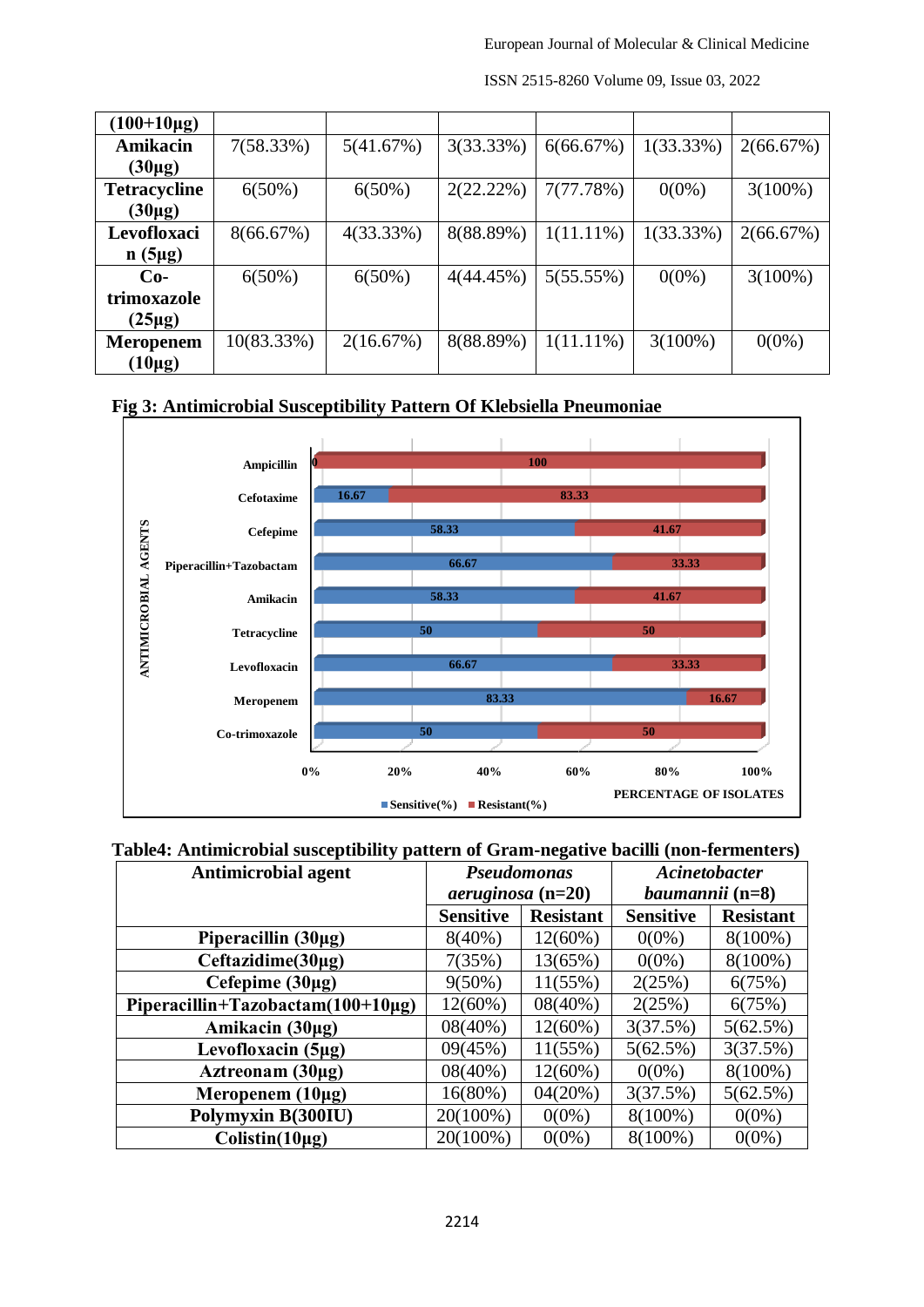| (100+10µg) | | | | | | |
|---|---|---|---|---|---|---|
| **Amikacin (30µg)** | 7(58.33%) | 5(41.67%) | 3(33.33%) | 6(66.67%) | 1(33.33%) | 2(66.67%) |
| **Tetracycline (30µg)** | 6(50%) | 6(50%) | 2(22.22%) | 7(77.78%) | 0(0%) | 3(100%) |
| **Levofloxacin (5µg)** | 8(66.67%) | 4(33.33%) | 8(88.89%) | 1(11.11%) | 1(33.33%) | 2(66.67%) |
| **Co-trimoxazole (25µg)** | 6(50%) | 6(50%) | 4(44.45%) | 5(55.55%) | 0(0%) | 3(100%) |
| **Meropenem (10µg)** | 10(83.33%) | 2(16.67%) | 8(88.89%) | 1(11.11%) | 3(100%) | 0(0%) |

**Fig 3: Antimicrobial Susceptibility Pattern Of Klebsiella Pneumoniae**

| Antimicrobial agent | Sensitive(%) | Resistant(%) |
|---|---|---|
| Ampicillin | 0 | 100 |
| Cefotaxime | 16.67 | 83.33 |
| Cefepime | 58.33 | 41.67 |
| Piperacillin+Tazobactam | 66.67 | 33.33 |
| Amikacin | 58.33 | 41.67 |
| Tetracycline | 50 | 50 |
| Levofloxacin | 66.67 | 33.33 |
| Meropenem | 83.33 | 16.67 |
| Co-trimoxazole | 50 | 50 |

**Table4: Antimicrobial susceptibility pattern of Gram-negative bacilli (non-fermenters)**

| Antimicrobial agent | *Pseudomonas aeruginosa* (n=20) | | *Acinetobacter baumannii* (n=8) | |
|---|---|---|---|---|
| | **Sensitive** | **Resistant** | **Sensitive** | **Resistant** |
| **Piperacillin (30µg)** | 8(40%) | 12(60%) | 0(0%) | 8(100%) |
| **Ceftazidime(30µg)** | 7(35%) | 13(65%) | 0(0%) | 8(100%) |
| **Cefepime (30µg)** | 9(50%) | 11(55%) | 2(25%) | 6(75%) |
| **Piperacillin+Tazobactam(100+10µg)** | 12(60%) | 08(40%) | 2(25%) | 6(75%) |
| **Amikacin (30µg)** | 08(40%) | 12(60%) | 3(37.5%) | 5(62.5%) |
| **Levofloxacin (5µg)** | 09(45%) | 11(55%) | 5(62.5%) | 3(37.5%) |
| **Aztreonam (30µg)** | 08(40%) | 12(60%) | 0(0%) | 8(100%) |
| **Meropenem (10µg)** | 16(80%) | 04(20%) | 3(37.5%) | 5(62.5%) |
| **Polymyxin B(300IU)** | 20(100%) | 0(0%) | 8(100%) | 0(0%) |
| **Colistin(10µg)** | 20(100%) | 0(0%) | 8(100%) | 0(0%) |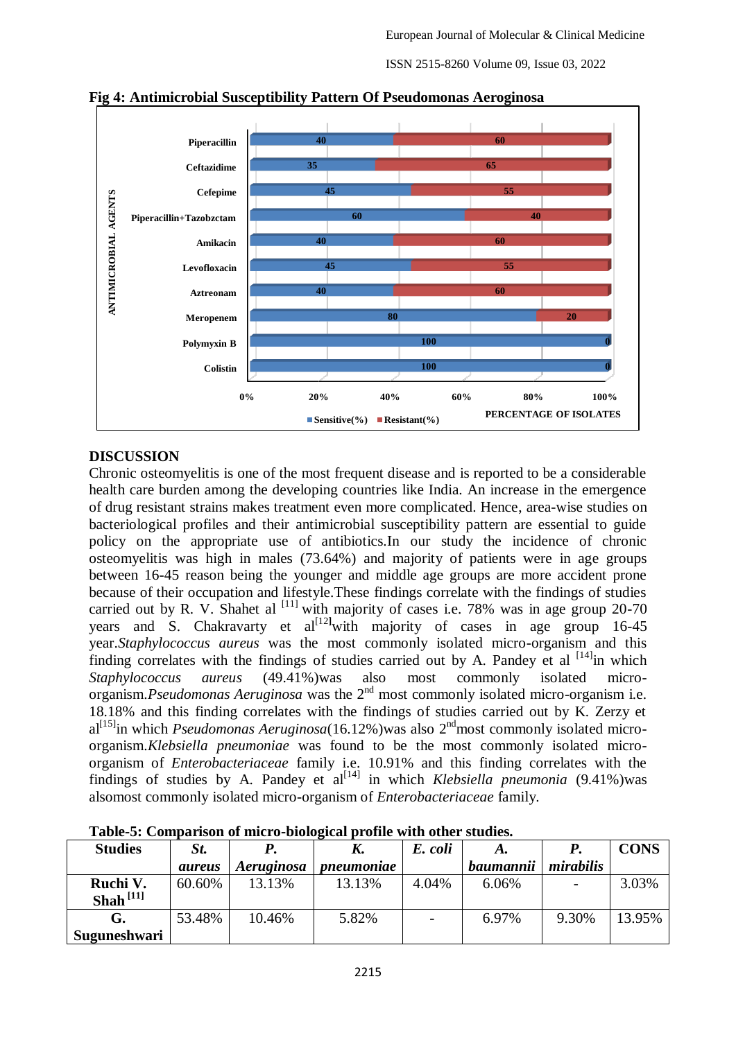**Fig 4: Antimicrobial Susceptibility Pattern Of Pseudomonas Aeroginosa**

| ANTIMICROBIAL AGENTS | Sensitive(%) | Resistant(%) |
|---|---|---|
| Piperacillin | 40 | 60 |
| Ceftazidime | 35 | 65 |
| Cefepime | 45 | 55 |
| Piperacillin+Tazobzctam | 60 | 40 |
| Amikacin | 40 | 60 |
| Levofloxacin | 45 | 55 |
| Aztreonam | 40 | 60 |
| Meropenem | 80 | 20 |
| Polymyxin B | 100 | 0 |
| Colistin | 100 | 0 |

PERCENTAGE OF ISOLATES

## DISCUSSION

Chronic osteomyelitis is one of the most frequent disease and is reported to be a considerable health care burden among the developing countries like India. An increase in the emergence of drug resistant strains makes treatment even more complicated. Hence, area-wise studies on bacteriological profiles and their antimicrobial susceptibility pattern are essential to guide policy on the appropriate use of antibiotics.In our study the incidence of chronic osteomyelitis was high in males (73.64%) and majority of patients were in age groups between 16-45 reason being the younger and middle age groups are more accident prone because of their occupation and lifestyle.These findings correlate with the findings of studies carried out by R. V. Shahet al [11] with majority of cases i.e. 78% was in age group 20-70 years and S. Chakravarty et al[12]with majority of cases in age group 16-45 year.*Staphylococcus aureus* was the most commonly isolated micro-organism and this finding correlates with the findings of studies carried out by A. Pandey et al [14]in which *Staphylococcus aureus* (49.41%)was also most commonly isolated micro-organism.*Pseudomonas Aeruginosa* was the 2nd most commonly isolated micro-organism i.e. 18.18% and this finding correlates with the findings of studies carried out by K. Zerzy et al[15]in which *Pseudomonas Aeruginosa*(16.12%)was also 2ndmost commonly isolated micro-organism.*Klebsiella pneumoniae* was found to be the most commonly isolated micro-organism of *Enterobacteriaceae* family i.e. 10.91% and this finding correlates with the findings of studies by A. Pandey et al[14] in which *Klebsiella pneumonia* (9.41%)was alsomost commonly isolated micro-organism of *Enterobacteriaceae* family.

**Table-5: Comparison of micro-biological profile with other studies.**

| Studies | *St. aureus* | *P. Aeruginosa* | *K. pneumoniae* | *E. coli* | *A. baumannii* | *P. mirabilis* | CONS |
|---|---|---|---|---|---|---|---|
| **Ruchi V. Shah [11]** | 60.60% | 13.13% | 13.13% | 4.04% | 6.06% | - | 3.03% |
| **G. Suguneshwari** | 53.48% | 10.46% | 5.82% | - | 6.97% | 9.30% | 13.95% |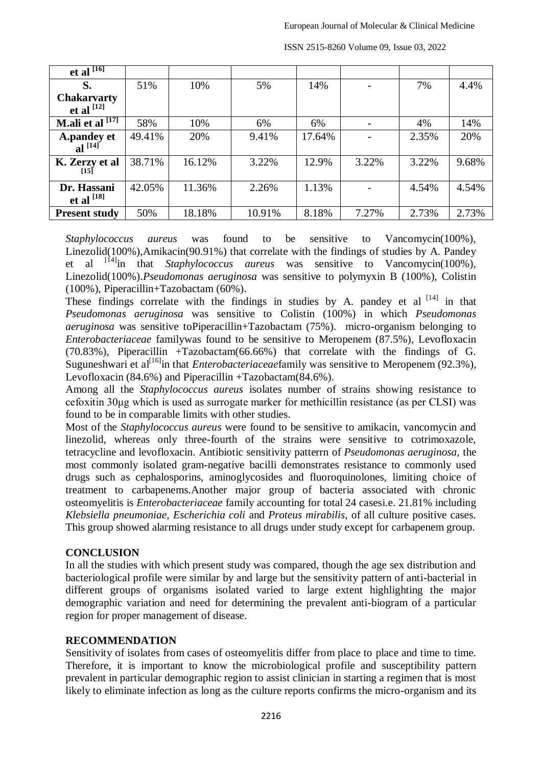| et al [16] | | | | | | | |
|---|---|---|---|---|---|---|---|
| **S. Chakarvarty et al [12]** | 51% | 10% | 5% | 14% | - | 7% | 4.4% |
| **M.ali et al [17]** | 58% | 10% | 6% | 6% | - | 4% | 14% |
| **A.pandey et al [14]** | 49.41% | 20% | 9.41% | 17.64% | - | 2.35% | 20% |
| **K. Zerzy et al [15]** | 38.71% | 16.12% | 3.22% | 12.9% | 3.22% | 3.22% | 9.68% |
| **Dr. Hassani et al [18]** | 42.05% | 11.36% | 2.26% | 1.13% | - | 4.54% | 4.54% |
| **Present study** | 50% | 18.18% | 10.91% | 8.18% | 7.27% | 2.73% | 2.73% |

*Staphylococcus aureus* was found to be sensitive to Vancomycin(100%), Linezolid(100%),Amikacin(90.91%) that correlate with the findings of studies by A. Pandey et al [14]in that *Staphylococcus aureus* was sensitive to Vancomycin(100%), Linezolid(100%).*Pseudomonas aeruginosa* was sensitive to polymyxin B (100%), Colistin (100%), Piperacillin+Tazobactam (60%).

These findings correlate with the findings in studies by A. pandey et al [14] in that *Pseudomonas aeruginosa* was sensitive to Colistin (100%) in which *Pseudomonas aeruginosa* was sensitive toPiperacillin+Tazobactam (75%). micro-organism belonging to *Enterobacteriaceae* familywas found to be sensitive to Meropenem (87.5%), Levofloxacin (70.83%), Piperacillin +Tazobactam(66.66%) that correlate with the findings of G. Suguneshwari et al[16]in that *Enterobacteriaceae*family was sensitive to Meropenem (92.3%), Levofloxacin (84.6%) and Piperacillin +Tazobactam(84.6%).

Among all the *Staphylococcus aureus* isolates number of strains showing resistance to cefoxitin 30μg which is used as surrogate marker for methicillin resistance (as per CLSI) was found to be in comparable limits with other studies.

Most of the *Staphylococcus aureus* were found to be sensitive to amikacin, vancomycin and linezolid, whereas only three-fourth of the strains were sensitive to cotrimoxazole, tetracycline and levofloxacin. Antibiotic sensitivity patterrn of *Pseudomonas aeruginosa*, the most commonly isolated gram-negative bacilli demonstrates resistance to commonly used drugs such as cephalosporins, aminoglycosides and fluoroquinolones, limiting choice of treatment to carbapenems.Another major group of bacteria associated with chronic osteomyelitis is *Enterobacteriaceae* family accounting for total 24 casesi.e. 21.81% including *Klebsiella pneumoniae*, *Escherichia coli* and *Proteus mirabilis*, of all culture positive cases. This group showed alarming resistance to all drugs under study except for carbapenem group.

## CONCLUSION

In all the studies with which present study was compared, though the age sex distribution and bacteriological profile were similar by and large but the sensitivity pattern of anti-bacterial in different groups of organisms isolated varied to large extent highlighting the major demographic variation and need for determining the prevalent anti-biogram of a particular region for proper management of disease.

## RECOMMENDATION

Sensitivity of isolates from cases of osteomyelitis differ from place to place and time to time. Therefore, it is important to know the microbiological profile and susceptibility pattern prevalent in particular demographic region to assist clinician in starting a regimen that is most likely to eliminate infection as long as the culture reports confirms the micro-organism and its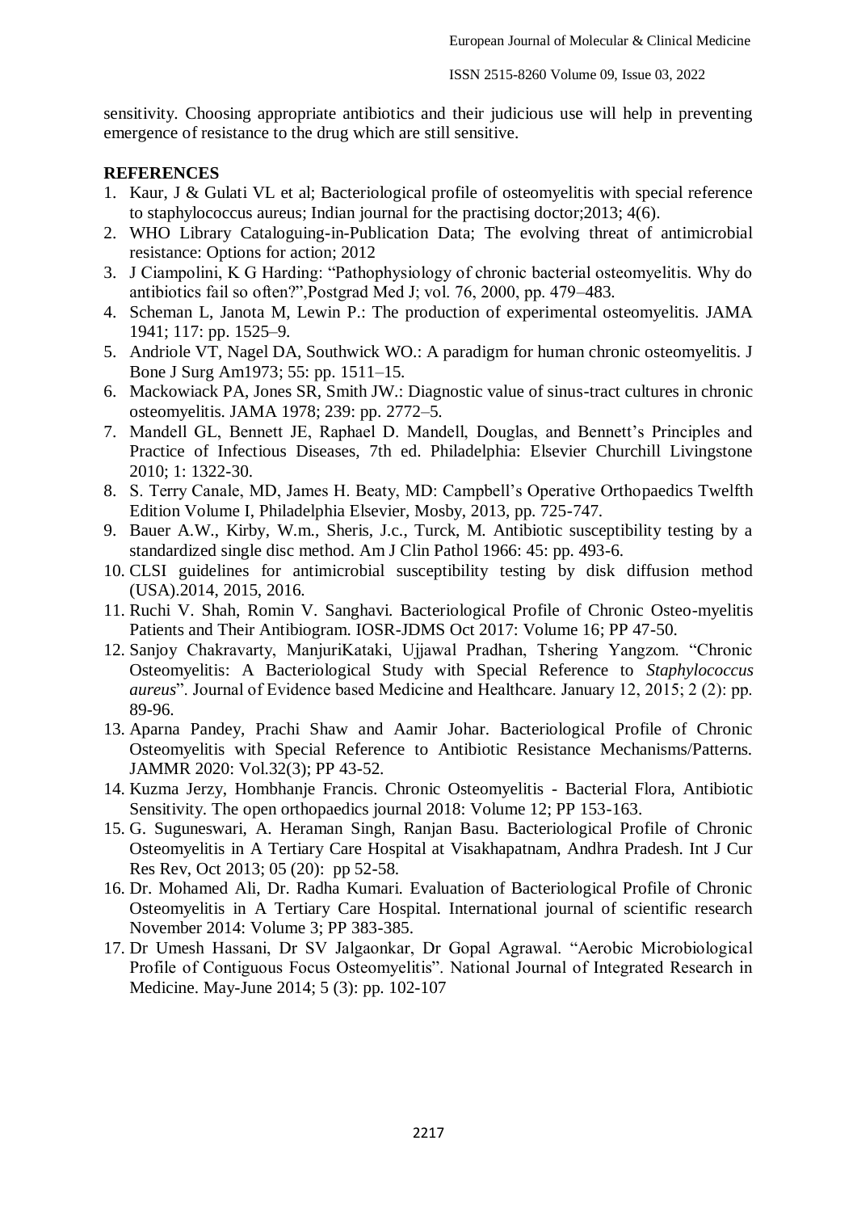sensitivity. Choosing appropriate antibiotics and their judicious use will help in preventing emergence of resistance to the drug which are still sensitive.

## REFERENCES

1. Kaur, J & Gulati VL et al; Bacteriological profile of osteomyelitis with special reference to staphylococcus aureus; Indian journal for the practising doctor;2013; 4(6).
2. WHO Library Cataloguing-in-Publication Data; The evolving threat of antimicrobial resistance: Options for action; 2012
3. J Ciampolini, K G Harding: "Pathophysiology of chronic bacterial osteomyelitis. Why do antibiotics fail so often?",Postgrad Med J; vol. 76, 2000, pp. 479–483.
4. Scheman L, Janota M, Lewin P.: The production of experimental osteomyelitis. JAMA 1941; 117: pp. 1525–9.
5. Andriole VT, Nagel DA, Southwick WO.: A paradigm for human chronic osteomyelitis. J Bone J Surg Am1973; 55: pp. 1511–15.
6. Mackowiack PA, Jones SR, Smith JW.: Diagnostic value of sinus-tract cultures in chronic osteomyelitis. JAMA 1978; 239: pp. 2772–5.
7. Mandell GL, Bennett JE, Raphael D. Mandell, Douglas, and Bennett's Principles and Practice of Infectious Diseases, 7th ed. Philadelphia: Elsevier Churchill Livingstone 2010; 1: 1322-30.
8. S. Terry Canale, MD, James H. Beaty, MD: Campbell's Operative Orthopaedics Twelfth Edition Volume I, Philadelphia Elsevier, Mosby, 2013, pp. 725-747.
9. Bauer A.W., Kirby, W.m., Sheris, J.c., Turck, M. Antibiotic susceptibility testing by a standardized single disc method. Am J Clin Pathol 1966: 45: pp. 493-6.
10. CLSI guidelines for antimicrobial susceptibility testing by disk diffusion method (USA).2014, 2015, 2016.
11. Ruchi V. Shah, Romin V. Sanghavi. Bacteriological Profile of Chronic Osteo-myelitis Patients and Their Antibiogram. IOSR-JDMS Oct 2017: Volume 16; PP 47-50.
12. Sanjoy Chakravarty, ManjuriKataki, Ujjawal Pradhan, Tshering Yangzom. "Chronic Osteomyelitis: A Bacteriological Study with Special Reference to *Staphylococcus aureus*". Journal of Evidence based Medicine and Healthcare. January 12, 2015; 2 (2): pp. 89-96.
13. Aparna Pandey, Prachi Shaw and Aamir Johar. Bacteriological Profile of Chronic Osteomyelitis with Special Reference to Antibiotic Resistance Mechanisms/Patterns. JAMMR 2020: Vol.32(3); PP 43-52.
14. Kuzma Jerzy, Hombhanje Francis. Chronic Osteomyelitis - Bacterial Flora, Antibiotic Sensitivity. The open orthopaedics journal 2018: Volume 12; PP 153-163.
15. G. Suguneswari, A. Heraman Singh, Ranjan Basu. Bacteriological Profile of Chronic Osteomyelitis in A Tertiary Care Hospital at Visakhapatnam, Andhra Pradesh. Int J Cur Res Rev, Oct 2013; 05 (20): pp 52-58.
16. Dr. Mohamed Ali, Dr. Radha Kumari. Evaluation of Bacteriological Profile of Chronic Osteomyelitis in A Tertiary Care Hospital. International journal of scientific research November 2014: Volume 3; PP 383-385.
17. Dr Umesh Hassani, Dr SV Jalgaonkar, Dr Gopal Agrawal. "Aerobic Microbiological Profile of Contiguous Focus Osteomyelitis". National Journal of Integrated Research in Medicine. May-June 2014; 5 (3): pp. 102-107